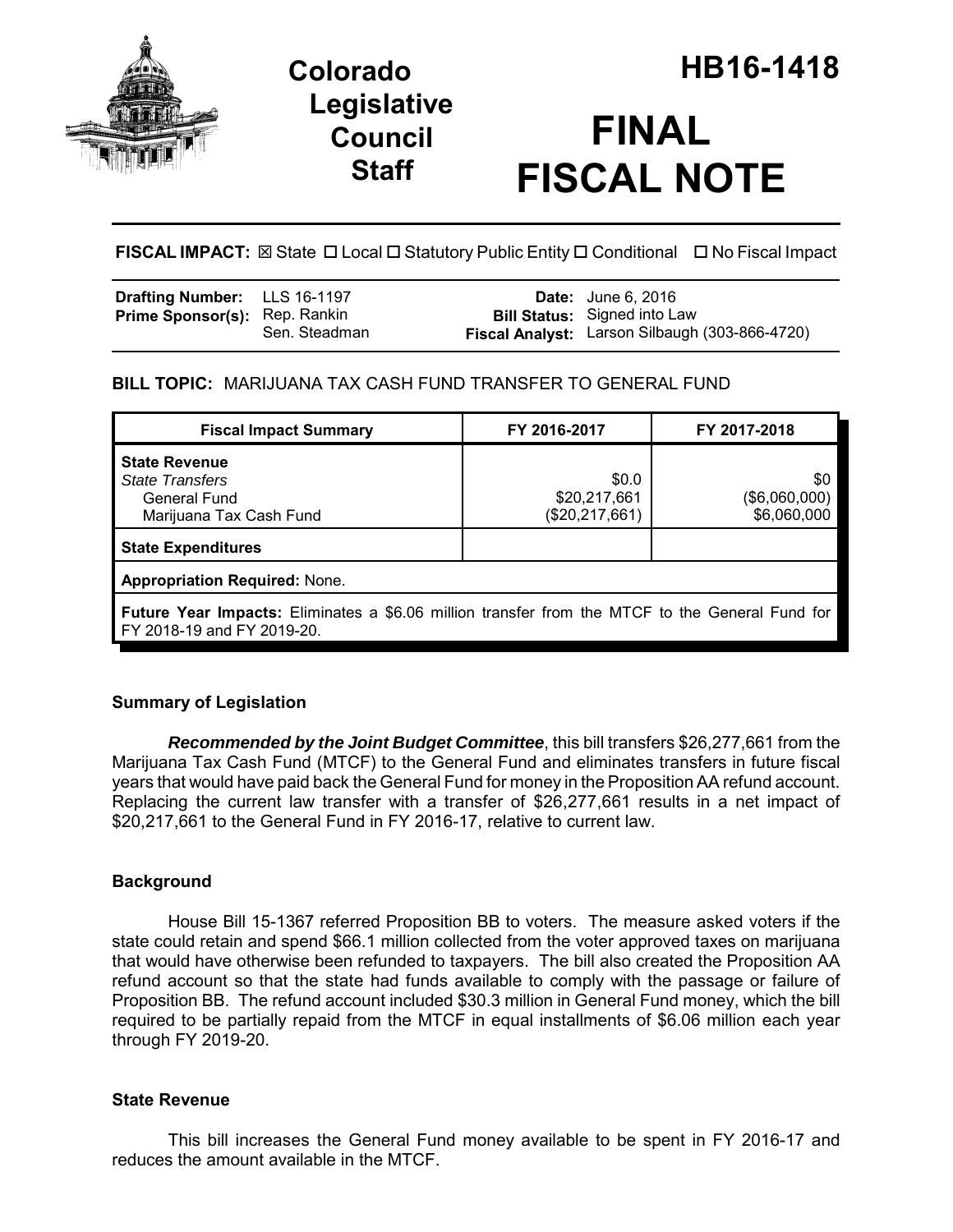# Colorado Legislative Council Staff

# HB16-1418

# FINAL FISCAL NOTE

**FISCAL IMPACT:** ☒ State ☐ Local ☐ Statutory Public Entity ☐ Conditional ☐ No Fiscal Impact

| | | | |
|---|---|---|---|
| **Drafting Number:** | LLS 16-1197 | **Date:** | June 6, 2016 |
| **Prime Sponsor(s):** | Rep. Rankin<br>Sen. Steadman | **Bill Status:** | Signed into Law |
| | | **Fiscal Analyst:** | Larson Silbaugh (303-866-4720) |

**BILL TOPIC:** MARIJUANA TAX CASH FUND TRANSFER TO GENERAL FUND

| Fiscal Impact Summary | FY 2016-2017 | FY 2017-2018 |
|---|---|---|
| **State Revenue** | | |
| *State Transfers* | $0.0 | $0 |
| General Fund | $20,217,661 | ($6,060,000) |
| Marijuana Tax Cash Fund | ($20,217,661) | $6,060,000 |
| **State Expenditures** | | |
| **Appropriation Required:** None. | | |
| **Future Year Impacts:** Eliminates a $6.06 million transfer from the MTCF to the General Fund for FY 2018-19 and FY 2019-20. | | |

### Summary of Legislation

***Recommended by the Joint Budget Committee***, this bill transfers $26,277,661 from the Marijuana Tax Cash Fund (MTCF) to the General Fund and eliminates transfers in future fiscal years that would have paid back the General Fund for money in the Proposition AA refund account. Replacing the current law transfer with a transfer of $26,277,661 results in a net impact of $20,217,661 to the General Fund in FY 2016-17, relative to current law.

### Background

House Bill 15-1367 referred Proposition BB to voters. The measure asked voters if the state could retain and spend $66.1 million collected from the voter approved taxes on marijuana that would have otherwise been refunded to taxpayers. The bill also created the Proposition AA refund account so that the state had funds available to comply with the passage or failure of Proposition BB. The refund account included $30.3 million in General Fund money, which the bill required to be partially repaid from the MTCF in equal installments of $6.06 million each year through FY 2019-20.

### State Revenue

This bill increases the General Fund money available to be spent in FY 2016-17 and reduces the amount available in the MTCF.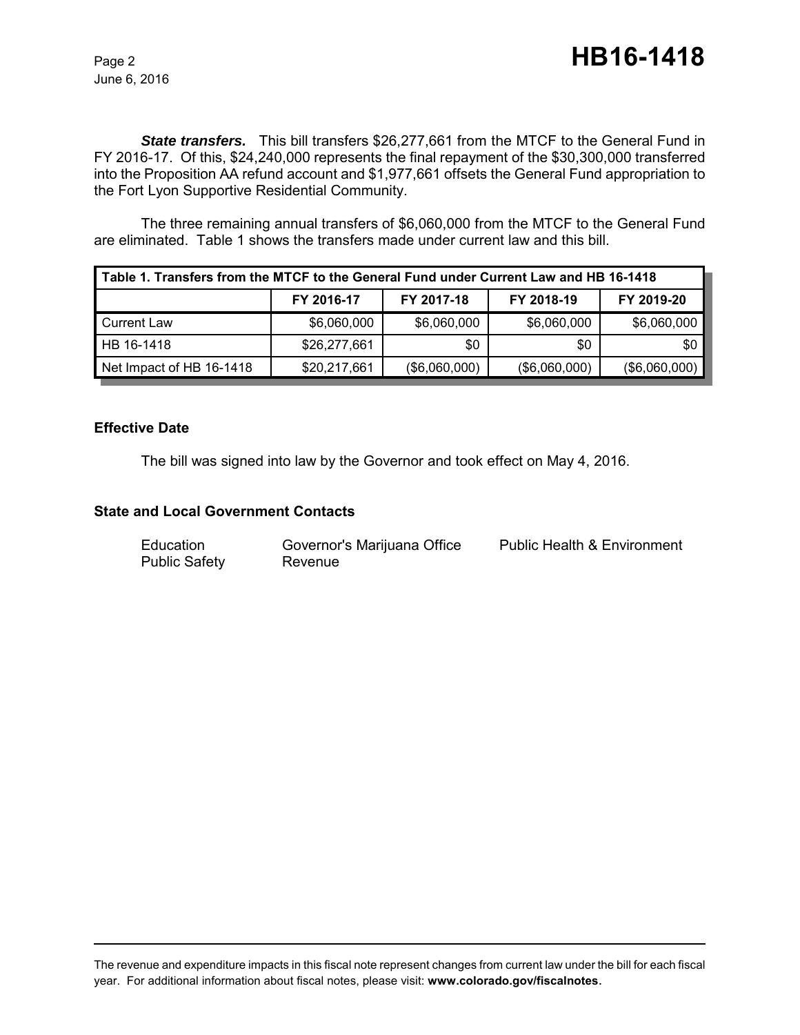***State transfers.*** This bill transfers $26,277,661 from the MTCF to the General Fund in FY 2016-17. Of this, $24,240,000 represents the final repayment of the $30,300,000 transferred into the Proposition AA refund account and $1,977,661 offsets the General Fund appropriation to the Fort Lyon Supportive Residential Community.

The three remaining annual transfers of $6,060,000 from the MTCF to the General Fund are eliminated. Table 1 shows the transfers made under current law and this bill.

**Table 1. Transfers from the MTCF to the General Fund under Current Law and HB 16-1418**

| | FY 2016-17 | FY 2017-18 | FY 2018-19 | FY 2019-20 |
|---|---|---|---|---|
| Current Law | $6,060,000 | $6,060,000 | $6,060,000 | $6,060,000 |
| HB 16-1418 | $26,277,661 | $0 | $0 | $0 |
| Net Impact of HB 16-1418 | $20,217,661 | ($6,060,000) | ($6,060,000) | ($6,060,000) |

### Effective Date

The bill was signed into law by the Governor and took effect on May 4, 2016.

### State and Local Government Contacts

Education
Governor's Marijuana Office
Public Health & Environment
Public Safety
Revenue

The revenue and expenditure impacts in this fiscal note represent changes from current law under the bill for each fiscal year. For additional information about fiscal notes, please visit: **www.colorado.gov/fiscalnotes.**